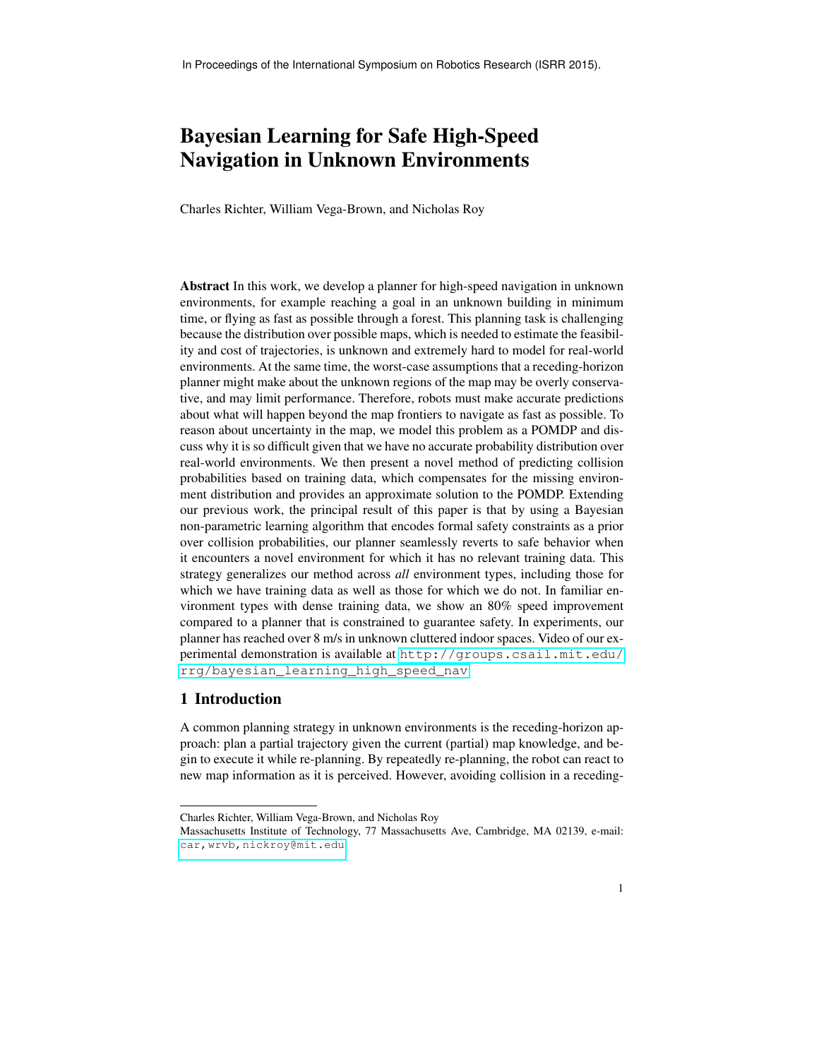In Proceedings of the International Symposium on Robotics Research (ISRR 2015).

# Bayesian Learning for Safe High-Speed Navigation in Unknown Environments

Charles Richter, William Vega-Brown, and Nicholas Roy

**Abstract** In this work, we develop a planner for high-speed navigation in unknown environments, for example reaching a goal in an unknown building in minimum time, or flying as fast as possible through a forest. This planning task is challenging because the distribution over possible maps, which is needed to estimate the feasibility and cost of trajectories, is unknown and extremely hard to model for real-world environments. At the same time, the worst-case assumptions that a receding-horizon planner might make about the unknown regions of the map may be overly conservative, and may limit performance. Therefore, robots must make accurate predictions about what will happen beyond the map frontiers to navigate as fast as possible. To reason about uncertainty in the map, we model this problem as a POMDP and discuss why it is so difficult given that we have no accurate probability distribution over real-world environments. We then present a novel method of predicting collision probabilities based on training data, which compensates for the missing environment distribution and provides an approximate solution to the POMDP. Extending our previous work, the principal result of this paper is that by using a Bayesian non-parametric learning algorithm that encodes formal safety constraints as a prior over collision probabilities, our planner seamlessly reverts to safe behavior when it encounters a novel environment for which it has no relevant training data. This strategy generalizes our method across *all* environment types, including those for which we have training data as well as those for which we do not. In familiar environment types with dense training data, we show an 80% speed improvement compared to a planner that is constrained to guarantee safety. In experiments, our planner has reached over 8 m/s in unknown cluttered indoor spaces. Video of our experimental demonstration is available at http://groups.csail.mit.edu/rrg/bayesian_learning_high_speed_nav

## 1 Introduction

A common planning strategy in unknown environments is the receding-horizon approach: plan a partial trajectory given the current (partial) map knowledge, and begin to execute it while re-planning. By repeatedly re-planning, the robot can react to new map information as it is perceived. However, avoiding collision in a receding-

---

Charles Richter, William Vega-Brown, and Nicholas Roy
Massachusetts Institute of Technology, 77 Massachusetts Ave, Cambridge, MA 02139, e-mail: car,wrvb,nickroy@mit.edu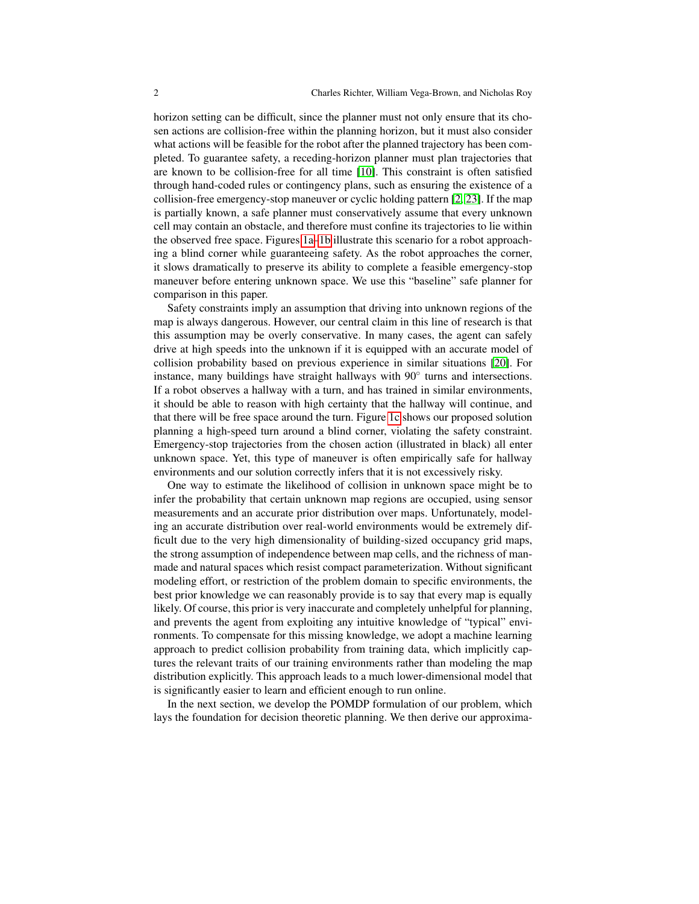horizon setting can be difficult, since the planner must not only ensure that its chosen actions are collision-free within the planning horizon, but it must also consider what actions will be feasible for the robot after the planned trajectory has been completed. To guarantee safety, a receding-horizon planner must plan trajectories that are known to be collision-free for all time [10]. This constraint is often satisfied through hand-coded rules or contingency plans, such as ensuring the existence of a collision-free emergency-stop maneuver or cyclic holding pattern [2, 23]. If the map is partially known, a safe planner must conservatively assume that every unknown cell may contain an obstacle, and therefore must confine its trajectories to lie within the observed free space. Figures 1a–1b illustrate this scenario for a robot approaching a blind corner while guaranteeing safety. As the robot approaches the corner, it slows dramatically to preserve its ability to complete a feasible emergency-stop maneuver before entering unknown space. We use this "baseline" safe planner for comparison in this paper.

Safety constraints imply an assumption that driving into unknown regions of the map is always dangerous. However, our central claim in this line of research is that this assumption may be overly conservative. In many cases, the agent can safely drive at high speeds into the unknown if it is equipped with an accurate model of collision probability based on previous experience in similar situations [20]. For instance, many buildings have straight hallways with 90° turns and intersections. If a robot observes a hallway with a turn, and has trained in similar environments, it should be able to reason with high certainty that the hallway will continue, and that there will be free space around the turn. Figure 1c shows our proposed solution planning a high-speed turn around a blind corner, violating the safety constraint. Emergency-stop trajectories from the chosen action (illustrated in black) all enter unknown space. Yet, this type of maneuver is often empirically safe for hallway environments and our solution correctly infers that it is not excessively risky.

One way to estimate the likelihood of collision in unknown space might be to infer the probability that certain unknown map regions are occupied, using sensor measurements and an accurate prior distribution over maps. Unfortunately, modeling an accurate distribution over real-world environments would be extremely difficult due to the very high dimensionality of building-sized occupancy grid maps, the strong assumption of independence between map cells, and the richness of man-made and natural spaces which resist compact parameterization. Without significant modeling effort, or restriction of the problem domain to specific environments, the best prior knowledge we can reasonably provide is to say that every map is equally likely. Of course, this prior is very inaccurate and completely unhelpful for planning, and prevents the agent from exploiting any intuitive knowledge of "typical" environments. To compensate for this missing knowledge, we adopt a machine learning approach to predict collision probability from training data, which implicitly captures the relevant traits of our training environments rather than modeling the map distribution explicitly. This approach leads to a much lower-dimensional model that is significantly easier to learn and efficient enough to run online.

In the next section, we develop the POMDP formulation of our problem, which lays the foundation for decision theoretic planning. We then derive our approxima-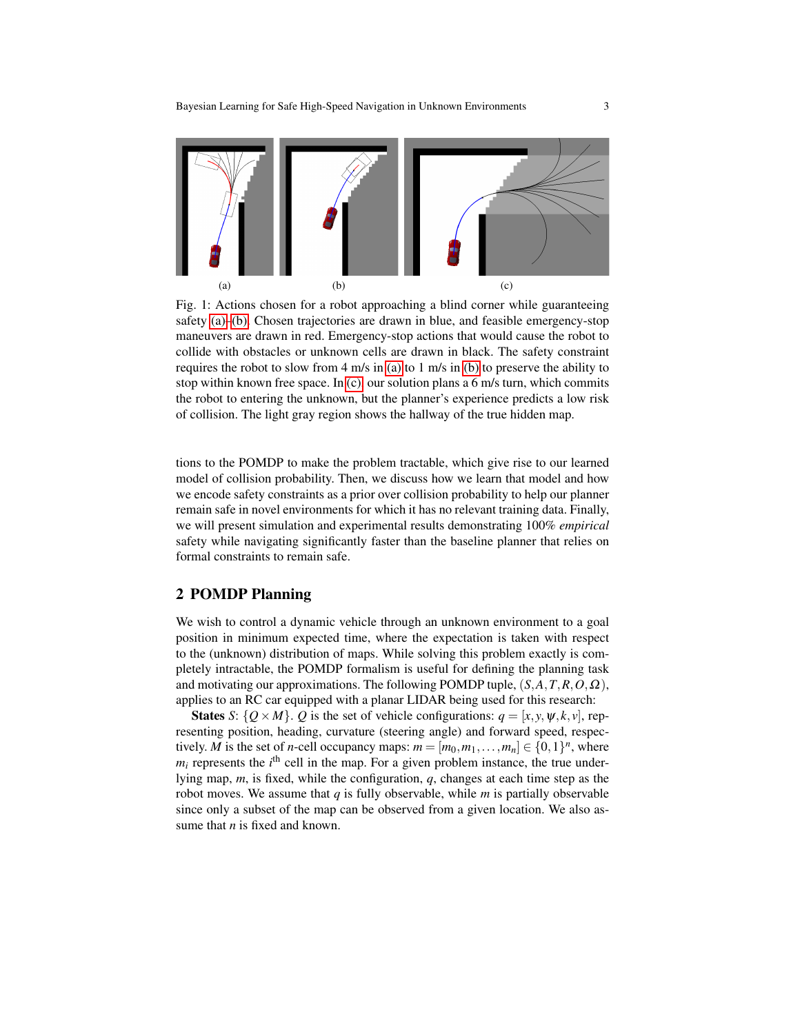(a) (b) (c)

Fig. 1: Actions chosen for a robot approaching a blind corner while guaranteeing safety (a)–(b). Chosen trajectories are drawn in blue, and feasible emergency-stop maneuvers are drawn in red. Emergency-stop actions that would cause the robot to collide with obstacles or unknown cells are drawn in black. The safety constraint requires the robot to slow from 4 m/s in (a) to 1 m/s in (b) to preserve the ability to stop within known free space. In (c), our solution plans a 6 m/s turn, which commits the robot to entering the unknown, but the planner's experience predicts a low risk of collision. The light gray region shows the hallway of the true hidden map.

tions to the POMDP to make the problem tractable, which give rise to our learned model of collision probability. Then, we discuss how we learn that model and how we encode safety constraints as a prior over collision probability to help our planner remain safe in novel environments for which it has no relevant training data. Finally, we will present simulation and experimental results demonstrating 100% *empirical* safety while navigating significantly faster than the baseline planner that relies on formal constraints to remain safe.

## 2 POMDP Planning

We wish to control a dynamic vehicle through an unknown environment to a goal position in minimum expected time, where the expectation is taken with respect to the (unknown) distribution of maps. While solving this problem exactly is completely intractable, the POMDP formalism is useful for defining the planning task and motivating our approximations. The following POMDP tuple, $(S, A, T, R, O, \Omega)$, applies to an RC car equipped with a planar LIDAR being used for this research:

**States** $S$: $\{Q \times M\}$. $Q$ is the set of vehicle configurations: $q = [x, y, \psi, k, v]$, representing position, heading, curvature (steering angle) and forward speed, respectively. $M$ is the set of $n$-cell occupancy maps: $m = [m_0, m_1, \ldots, m_n] \in \{0, 1\}^n$, where $m_i$ represents the $i^{\text{th}}$ cell in the map. For a given problem instance, the true underlying map, $m$, is fixed, while the configuration, $q$, changes at each time step as the robot moves. We assume that $q$ is fully observable, while $m$ is partially observable since only a subset of the map can be observed from a given location. We also assume that $n$ is fixed and known.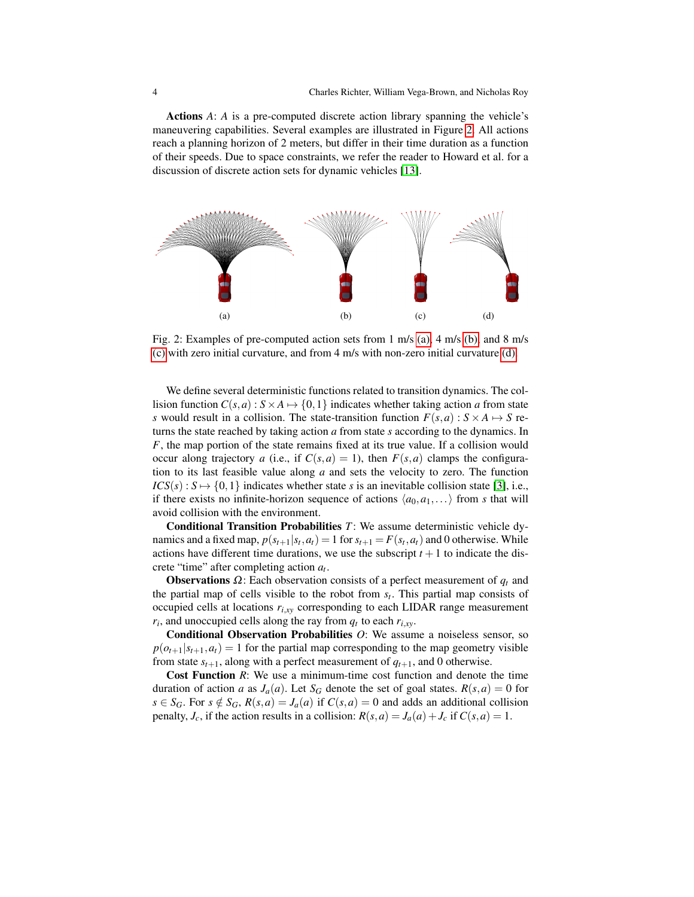**Actions** $A$: $A$ is a pre-computed discrete action library spanning the vehicle's maneuvering capabilities. Several examples are illustrated in Figure 2. All actions reach a planning horizon of 2 meters, but differ in their time duration as a function of their speeds. Due to space constraints, we refer the reader to Howard et al. for a discussion of discrete action sets for dynamic vehicles [13].

(a) (b) (c) (d)

Fig. 2: Examples of pre-computed action sets from 1 m/s (a), 4 m/s (b), and 8 m/s (c) with zero initial curvature, and from 4 m/s with non-zero initial curvature (d).

We define several deterministic functions related to transition dynamics. The collision function $C(s,a) : S \times A \mapsto \{0,1\}$ indicates whether taking action $a$ from state $s$ would result in a collision. The state-transition function $F(s,a) : S \times A \mapsto S$ returns the state reached by taking action $a$ from state $s$ according to the dynamics. In $F$, the map portion of the state remains fixed at its true value. If a collision would occur along trajectory $a$ (i.e., if $C(s,a) = 1$), then $F(s,a)$ clamps the configuration to its last feasible value along $a$ and sets the velocity to zero. The function $ICS(s) : S \mapsto \{0,1\}$ indicates whether state $s$ is an inevitable collision state [3], i.e., if there exists no infinite-horizon sequence of actions $\langle a_0, a_1, \dots \rangle$ from $s$ that will avoid collision with the environment.

**Conditional Transition Probabilities** $T$: We assume deterministic vehicle dynamics and a fixed map, $p(s_{t+1}|s_t, a_t) = 1$ for $s_{t+1} = F(s_t, a_t)$ and 0 otherwise. While actions have different time durations, we use the subscript $t+1$ to indicate the discrete "time" after completing action $a_t$.

**Observations** $\Omega$: Each observation consists of a perfect measurement of $q_t$ and the partial map of cells visible to the robot from $s_t$. This partial map consists of occupied cells at locations $r_{i,xy}$ corresponding to each LIDAR range measurement $r_i$, and unoccupied cells along the ray from $q_t$ to each $r_{i,xy}$.

**Conditional Observation Probabilities** $O$: We assume a noiseless sensor, so $p(o_{t+1}|s_{t+1}, a_t) = 1$ for the partial map corresponding to the map geometry visible from state $s_{t+1}$, along with a perfect measurement of $q_{t+1}$, and 0 otherwise.

**Cost Function** $R$: We use a minimum-time cost function and denote the time duration of action $a$ as $J_a(a)$. Let $S_G$ denote the set of goal states. $R(s,a) = 0$ for $s \in S_G$. For $s \notin S_G$, $R(s,a) = J_a(a)$ if $C(s,a) = 0$ and adds an additional collision penalty, $J_c$, if the action results in a collision: $R(s,a) = J_a(a) + J_c$ if $C(s,a) = 1$.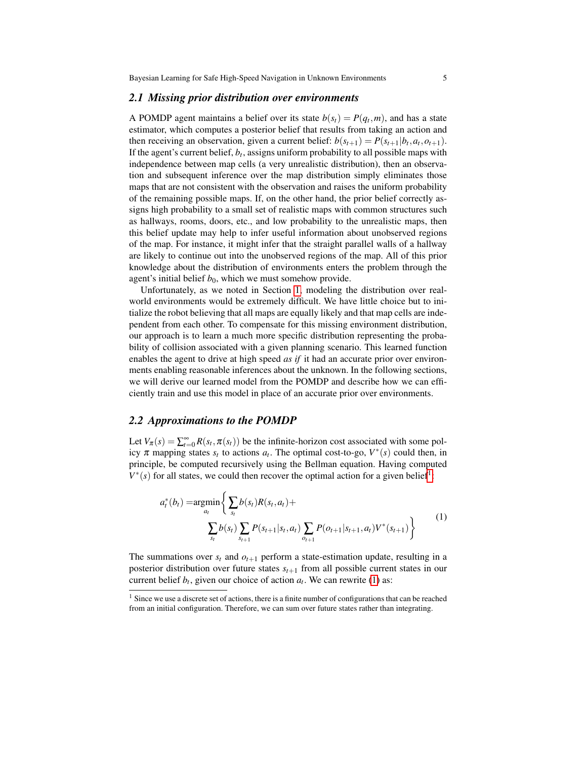### 2.1 Missing prior distribution over environments

A POMDP agent maintains a belief over its state $b(s_t) = P(q_t, m)$, and has a state estimator, which computes a posterior belief that results from taking an action and then receiving an observation, given a current belief: $b(s_{t+1}) = P(s_{t+1}|b_t, a_t, o_{t+1})$. If the agent's current belief, $b_t$, assigns uniform probability to all possible maps with independence between map cells (a very unrealistic distribution), then an observation and subsequent inference over the map distribution simply eliminates those maps that are not consistent with the observation and raises the uniform probability of the remaining possible maps. If, on the other hand, the prior belief correctly assigns high probability to a small set of realistic maps with common structures such as hallways, rooms, doors, etc., and low probability to the unrealistic maps, then this belief update may help to infer useful information about unobserved regions of the map. For instance, it might infer that the straight parallel walls of a hallway are likely to continue out into the unobserved regions of the map. All of this prior knowledge about the distribution of environments enters the problem through the agent's initial belief $b_0$, which we must somehow provide.

Unfortunately, as we noted in Section 1, modeling the distribution over real-world environments would be extremely difficult. We have little choice but to initialize the robot believing that all maps are equally likely and that map cells are independent from each other. To compensate for this missing environment distribution, our approach is to learn a much more specific distribution representing the probability of collision associated with a given planning scenario. This learned function enables the agent to drive at high speed *as if* it had an accurate prior over environments enabling reasonable inferences about the unknown. In the following sections, we will derive our learned model from the POMDP and describe how we can efficiently train and use this model in place of an accurate prior over environments.

### 2.2 Approximations to the POMDP

Let $V_\pi(s) = \sum_{t=0}^{\infty} R(s_t, \pi(s_t))$ be the infinite-horizon cost associated with some policy $\pi$ mapping states $s_t$ to actions $a_t$. The optimal cost-to-go, $V^*(s)$ could then, in principle, be computed recursively using the Bellman equation. Having computed $V^*(s)$ for all states, we could then recover the optimal action for a given belief[1]:

$$
\begin{aligned}
a_t^*(b_t) = \underset{a_t}{\operatorname{argmin}} \Bigg\{ & \sum_{s_t} b(s_t) R(s_t, a_t) + \\
& \sum_{s_t} b(s_t) \sum_{s_{t+1}} P(s_{t+1}|s_t, a_t) \sum_{o_{t+1}} P(o_{t+1}|s_{t+1}, a_t) V^*(s_{t+1}) \Bigg\}
\end{aligned}
\tag{1}
$$

The summations over $s_t$ and $o_{t+1}$ perform a state-estimation update, resulting in a posterior distribution over future states $s_{t+1}$ from all possible current states in our current belief $b_t$, given our choice of action $a_t$. We can rewrite (1) as:

[1] Since we use a discrete set of actions, there is a finite number of configurations that can be reached from an initial configuration. Therefore, we can sum over future states rather than integrating.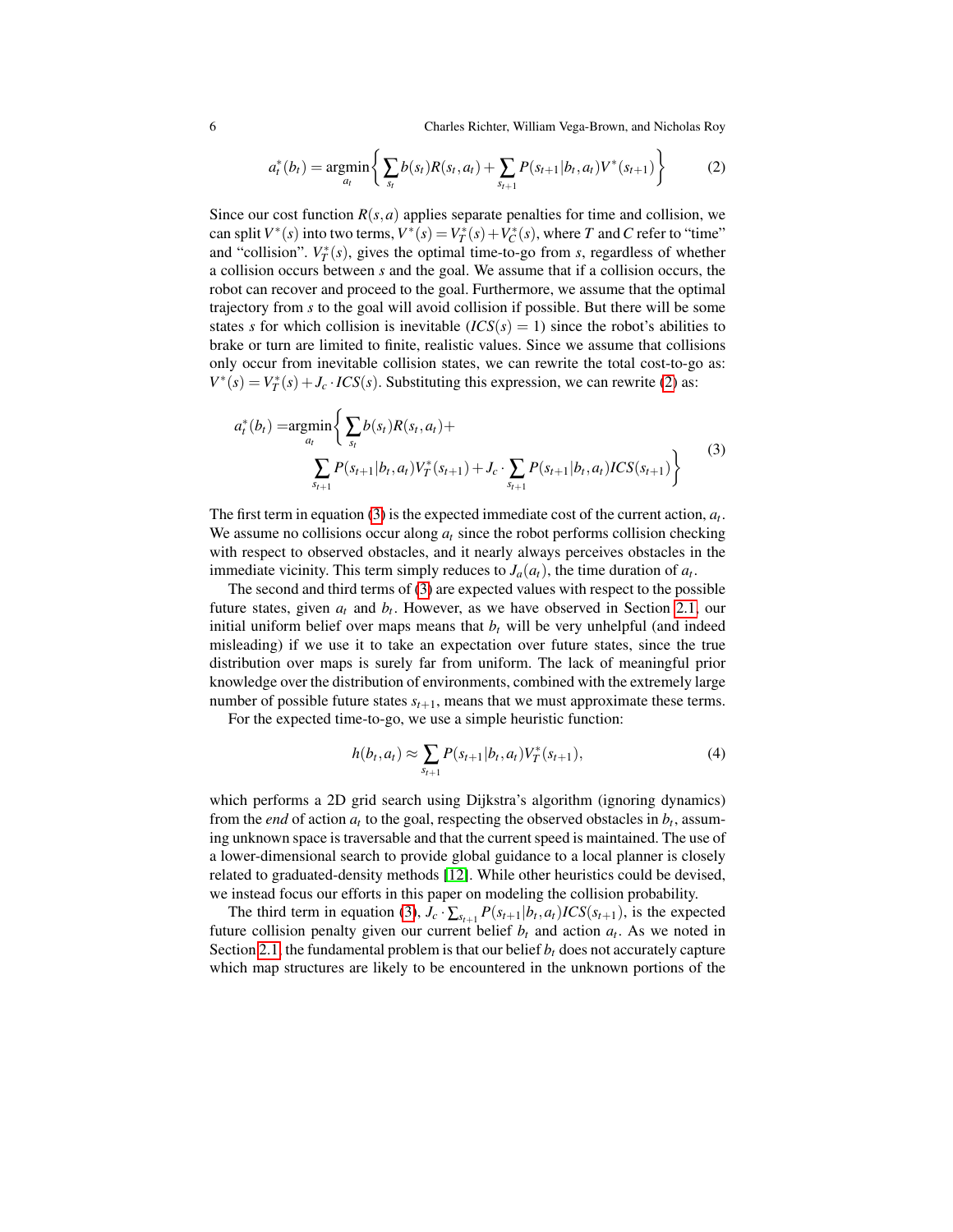$$a_t^*(b_t) = \underset{a_t}{\operatorname{argmin}} \left\{ \sum_{s_t} b(s_t) R(s_t, a_t) + \sum_{s_{t+1}} P(s_{t+1}|b_t, a_t) V^*(s_{t+1}) \right\} \tag{2}$$

Since our cost function $R(s,a)$ applies separate penalties for time and collision, we can split $V^*(s)$ into two terms, $V^*(s) = V_T^*(s) + V_C^*(s)$, where $T$ and $C$ refer to "time" and "collision". $V_T^*(s)$, gives the optimal time-to-go from $s$, regardless of whether a collision occurs between $s$ and the goal. We assume that if a collision occurs, the robot can recover and proceed to the goal. Furthermore, we assume that the optimal trajectory from $s$ to the goal will avoid collision if possible. But there will be some states $s$ for which collision is inevitable ($ICS(s) = 1$) since the robot's abilities to brake or turn are limited to finite, realistic values. Since we assume that collisions only occur from inevitable collision states, we can rewrite the total cost-to-go as: $V^*(s) = V_T^*(s) + J_c \cdot ICS(s)$. Substituting this expression, we can rewrite (2) as:

$$\begin{aligned} a_t^*(b_t) = &\underset{a_t}{\operatorname{argmin}} \left\{ \sum_{s_t} b(s_t) R(s_t, a_t) + \right. \\ &\left. \sum_{s_{t+1}} P(s_{t+1}|b_t, a_t) V_T^*(s_{t+1}) + J_c \cdot \sum_{s_{t+1}} P(s_{t+1}|b_t, a_t) ICS(s_{t+1}) \right\} \end{aligned} \tag{3}$$

The first term in equation (3) is the expected immediate cost of the current action, $a_t$. We assume no collisions occur along $a_t$ since the robot performs collision checking with respect to observed obstacles, and it nearly always perceives obstacles in the immediate vicinity. This term simply reduces to $J_a(a_t)$, the time duration of $a_t$.

The second and third terms of (3) are expected values with respect to the possible future states, given $a_t$ and $b_t$. However, as we have observed in Section 2.1, our initial uniform belief over maps means that $b_t$ will be very unhelpful (and indeed misleading) if we use it to take an expectation over future states, since the true distribution over maps is surely far from uniform. The lack of meaningful prior knowledge over the distribution of environments, combined with the extremely large number of possible future states $s_{t+1}$, means that we must approximate these terms.

For the expected time-to-go, we use a simple heuristic function:

$$h(b_t, a_t) \approx \sum_{s_{t+1}} P(s_{t+1}|b_t, a_t) V_T^*(s_{t+1}), \tag{4}$$

which performs a 2D grid search using Dijkstra's algorithm (ignoring dynamics) from the *end* of action $a_t$ to the goal, respecting the observed obstacles in $b_t$, assuming unknown space is traversable and that the current speed is maintained. The use of a lower-dimensional search to provide global guidance to a local planner is closely related to graduated-density methods [12]. While other heuristics could be devised, we instead focus our efforts in this paper on modeling the collision probability.

The third term in equation (3), $J_c \cdot \sum_{s_{t+1}} P(s_{t+1}|b_t, a_t) ICS(s_{t+1})$, is the expected future collision penalty given our current belief $b_t$ and action $a_t$. As we noted in Section 2.1, the fundamental problem is that our belief $b_t$ does not accurately capture which map structures are likely to be encountered in the unknown portions of the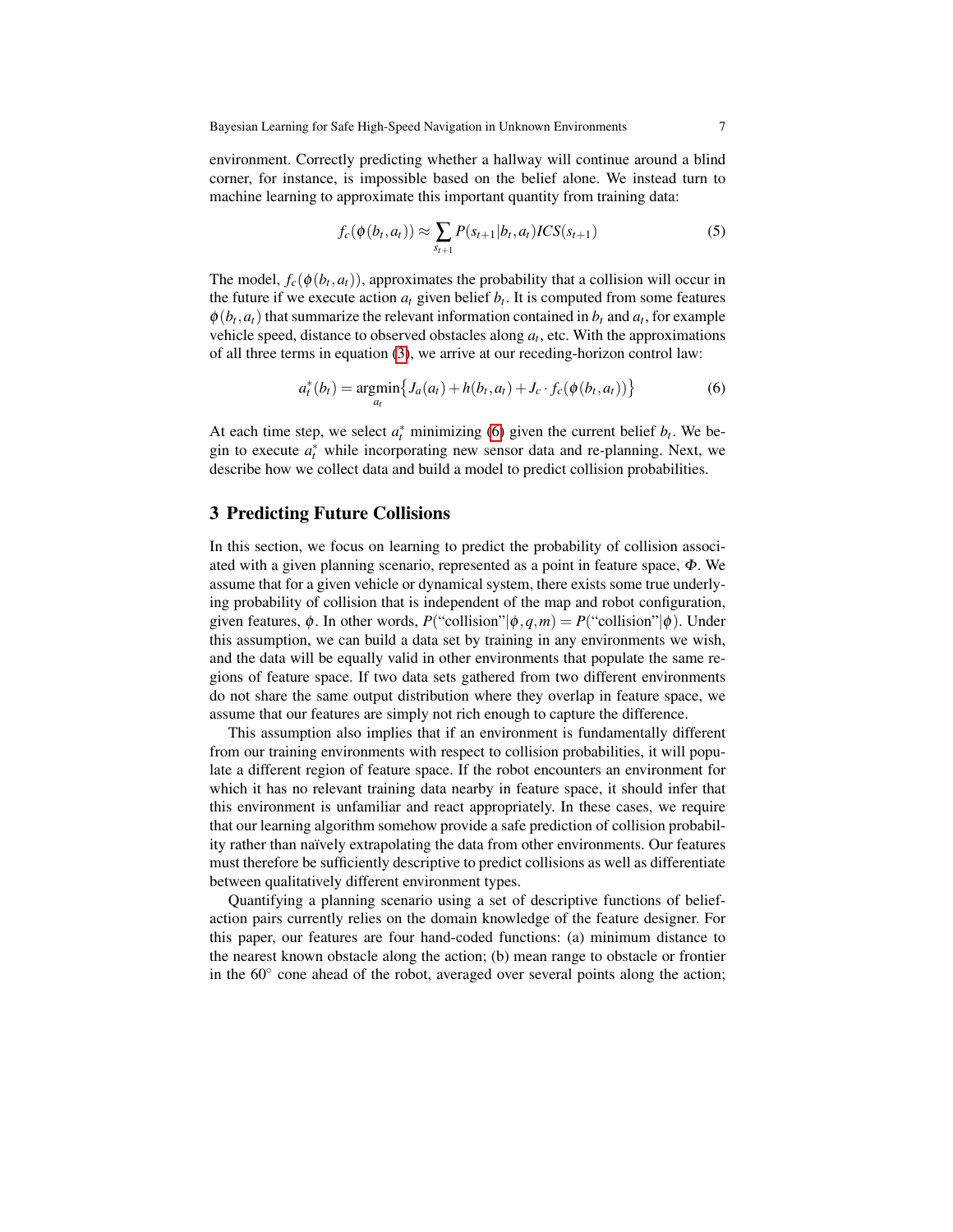environment. Correctly predicting whether a hallway will continue around a blind corner, for instance, is impossible based on the belief alone. We instead turn to machine learning to approximate this important quantity from training data:

$$f_c(\phi(b_t, a_t)) \approx \sum_{s_{t+1}} P(s_{t+1}|b_t, a_t) ICS(s_{t+1}) \tag{5}$$

The model, $f_c(\phi(b_t, a_t))$, approximates the probability that a collision will occur in the future if we execute action $a_t$ given belief $b_t$. It is computed from some features $\phi(b_t, a_t)$ that summarize the relevant information contained in $b_t$ and $a_t$, for example vehicle speed, distance to observed obstacles along $a_t$, etc. With the approximations of all three terms in equation (3), we arrive at our receding-horizon control law:

$$a_t^*(b_t) = \underset{a_t}{\operatorname{argmin}} \{ J_a(a_t) + h(b_t, a_t) + J_c \cdot f_c(\phi(b_t, a_t)) \} \tag{6}$$

At each time step, we select $a_t^*$ minimizing (6) given the current belief $b_t$. We begin to execute $a_t^*$ while incorporating new sensor data and re-planning. Next, we describe how we collect data and build a model to predict collision probabilities.

## 3 Predicting Future Collisions

In this section, we focus on learning to predict the probability of collision associated with a given planning scenario, represented as a point in feature space, $\Phi$. We assume that for a given vehicle or dynamical system, there exists some true underlying probability of collision that is independent of the map and robot configuration, given features, $\phi$. In other words, $P(\text{"collision"}|\phi, q, m) = P(\text{"collision"}|\phi)$. Under this assumption, we can build a data set by training in any environments we wish, and the data will be equally valid in other environments that populate the same regions of feature space. If two data sets gathered from two different environments do not share the same output distribution where they overlap in feature space, we assume that our features are simply not rich enough to capture the difference.

This assumption also implies that if an environment is fundamentally different from our training environments with respect to collision probabilities, it will populate a different region of feature space. If the robot encounters an environment for which it has no relevant training data nearby in feature space, it should infer that this environment is unfamiliar and react appropriately. In these cases, we require that our learning algorithm somehow provide a safe prediction of collision probability rather than naïvely extrapolating the data from other environments. Our features must therefore be sufficiently descriptive to predict collisions as well as differentiate between qualitatively different environment types.

Quantifying a planning scenario using a set of descriptive functions of belief-action pairs currently relies on the domain knowledge of the feature designer. For this paper, our features are four hand-coded functions: (a) minimum distance to the nearest known obstacle along the action; (b) mean range to obstacle or frontier in the $60^\circ$ cone ahead of the robot, averaged over several points along the action;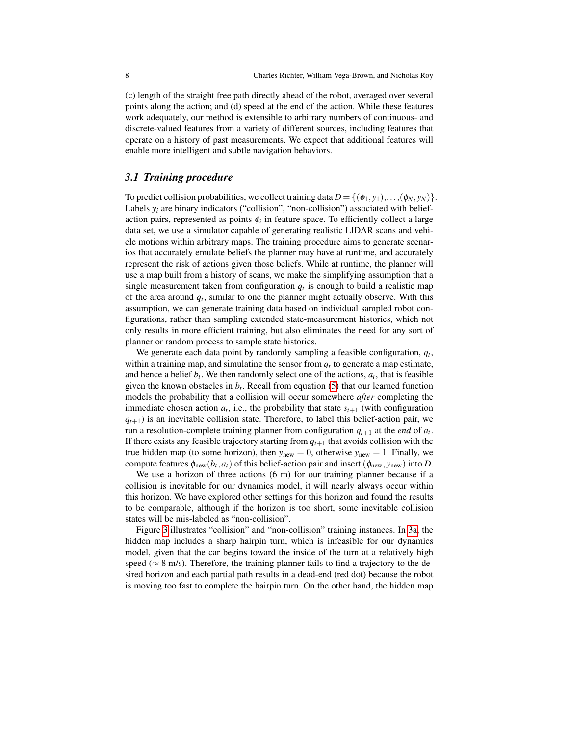(c) length of the straight free path directly ahead of the robot, averaged over several points along the action; and (d) speed at the end of the action. While these features work adequately, our method is extensible to arbitrary numbers of continuous- and discrete-valued features from a variety of different sources, including features that operate on a history of past measurements. We expect that additional features will enable more intelligent and subtle navigation behaviors.

### 3.1 Training procedure

To predict collision probabilities, we collect training data $D = \{(\phi_1, y_1), \ldots, (\phi_N, y_N)\}$. Labels $y_i$ are binary indicators ("collision", "non-collision") associated with belief-action pairs, represented as points $\phi_i$ in feature space. To efficiently collect a large data set, we use a simulator capable of generating realistic LIDAR scans and vehicle motions within arbitrary maps. The training procedure aims to generate scenarios that accurately emulate beliefs the planner may have at runtime, and accurately represent the risk of actions given those beliefs. While at runtime, the planner will use a map built from a history of scans, we make the simplifying assumption that a single measurement taken from configuration $q_t$ is enough to build a realistic map of the area around $q_t$, similar to one the planner might actually observe. With this assumption, we can generate training data based on individual sampled robot configurations, rather than sampling extended state-measurement histories, which not only results in more efficient training, but also eliminates the need for any sort of planner or random process to sample state histories.

We generate each data point by randomly sampling a feasible configuration, $q_t$, within a training map, and simulating the sensor from $q_t$ to generate a map estimate, and hence a belief $b_t$. We then randomly select one of the actions, $a_t$, that is feasible given the known obstacles in $b_t$. Recall from equation (5) that our learned function models the probability that a collision will occur somewhere *after* completing the immediate chosen action $a_t$, i.e., the probability that state $s_{t+1}$ (with configuration $q_{t+1}$) is an inevitable collision state. Therefore, to label this belief-action pair, we run a resolution-complete training planner from configuration $q_{t+1}$ at the *end* of $a_t$. If there exists any feasible trajectory starting from $q_{t+1}$ that avoids collision with the true hidden map (to some horizon), then $y_{\text{new}} = 0$, otherwise $y_{\text{new}} = 1$. Finally, we compute features $\phi_{\text{new}}(b_t, a_t)$ of this belief-action pair and insert $(\phi_{\text{new}}, y_{\text{new}})$ into $D$.

We use a horizon of three actions (6 m) for our training planner because if a collision is inevitable for our dynamics model, it will nearly always occur within this horizon. We have explored other settings for this horizon and found the results to be comparable, although if the horizon is too short, some inevitable collision states will be mis-labeled as "non-collision".

Figure 3 illustrates "collision" and "non-collision" training instances. In 3a, the hidden map includes a sharp hairpin turn, which is infeasible for our dynamics model, given that the car begins toward the inside of the turn at a relatively high speed ($\approx 8$ m/s). Therefore, the training planner fails to find a trajectory to the desired horizon and each partial path results in a dead-end (red dot) because the robot is moving too fast to complete the hairpin turn. On the other hand, the hidden map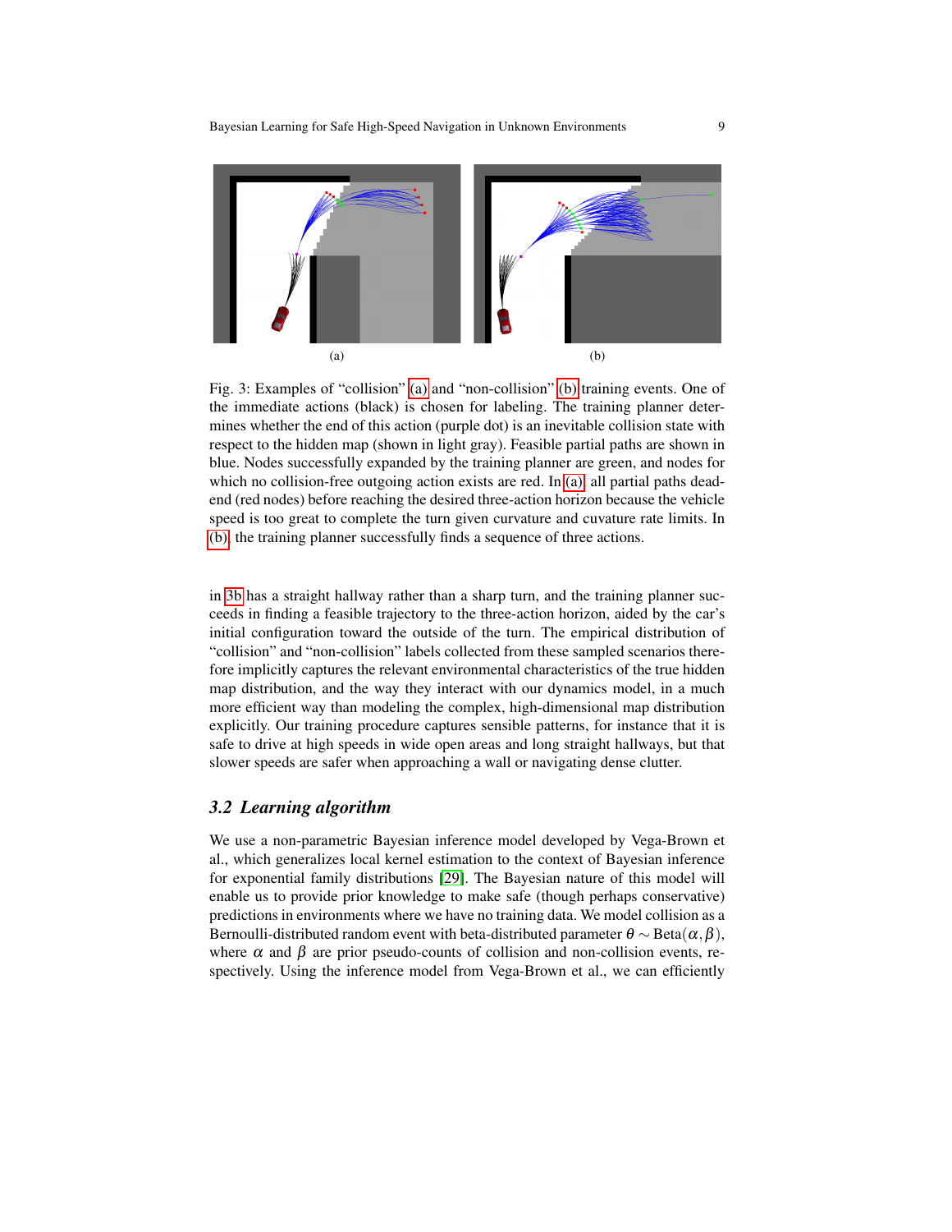(a) (b)

Fig. 3: Examples of "collision" (a) and "non-collision" (b) training events. One of the immediate actions (black) is chosen for labeling. The training planner determines whether the end of this action (purple dot) is an inevitable collision state with respect to the hidden map (shown in light gray). Feasible partial paths are shown in blue. Nodes successfully expanded by the training planner are green, and nodes for which no collision-free outgoing action exists are red. In (a), all partial paths dead-end (red nodes) before reaching the desired three-action horizon because the vehicle speed is too great to complete the turn given curvature and cuvature rate limits. In (b), the training planner successfully finds a sequence of three actions.

in 3b has a straight hallway rather than a sharp turn, and the training planner succeeds in finding a feasible trajectory to the three-action horizon, aided by the car's initial configuration toward the outside of the turn. The empirical distribution of "collision" and "non-collision" labels collected from these sampled scenarios therefore implicitly captures the relevant environmental characteristics of the true hidden map distribution, and the way they interact with our dynamics model, in a much more efficient way than modeling the complex, high-dimensional map distribution explicitly. Our training procedure captures sensible patterns, for instance that it is safe to drive at high speeds in wide open areas and long straight hallways, but that slower speeds are safer when approaching a wall or navigating dense clutter.

### *3.2 Learning algorithm*

We use a non-parametric Bayesian inference model developed by Vega-Brown et al., which generalizes local kernel estimation to the context of Bayesian inference for exponential family distributions [29]. The Bayesian nature of this model will enable us to provide prior knowledge to make safe (though perhaps conservative) predictions in environments where we have no training data. We model collision as a Bernoulli-distributed random event with beta-distributed parameter $\theta \sim \text{Beta}(\alpha, \beta)$, where $\alpha$ and $\beta$ are prior pseudo-counts of collision and non-collision events, respectively. Using the inference model from Vega-Brown et al., we can efficiently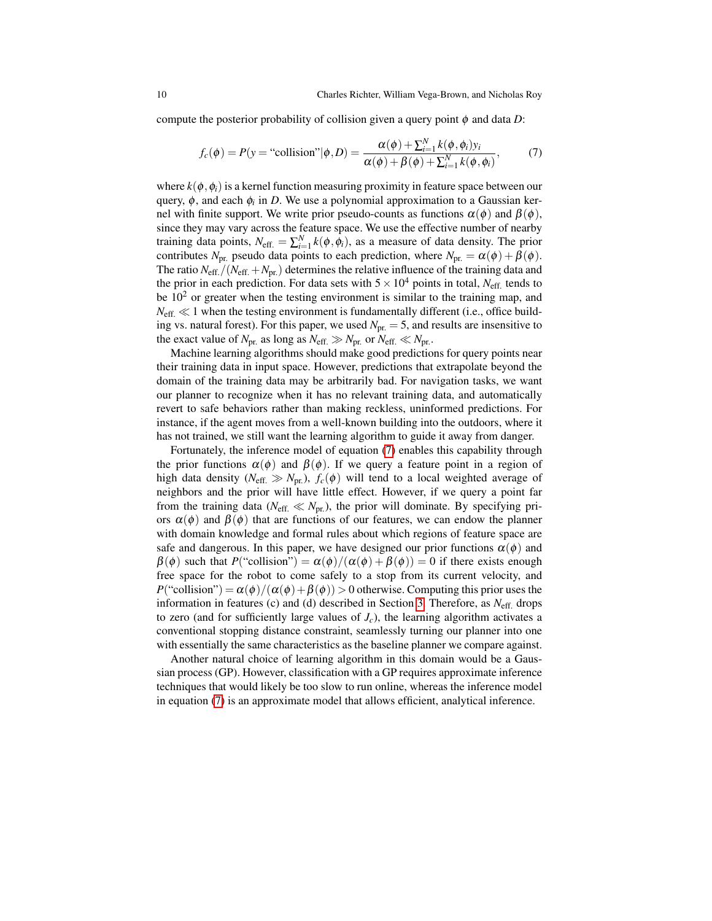compute the posterior probability of collision given a query point $\phi$ and data $D$:

$$f_c(\phi) = P(y = \text{"collision"}|\phi, D) = \frac{\alpha(\phi) + \sum_{i=1}^{N} k(\phi, \phi_i) y_i}{\alpha(\phi) + \beta(\phi) + \sum_{i=1}^{N} k(\phi, \phi_i)}, \tag{7}$$

where $k(\phi, \phi_i)$ is a kernel function measuring proximity in feature space between our query, $\phi$, and each $\phi_i$ in $D$. We use a polynomial approximation to a Gaussian kernel with finite support. We write prior pseudo-counts as functions $\alpha(\phi)$ and $\beta(\phi)$, since they may vary across the feature space. We use the effective number of nearby training data points, $N_{\text{eff.}} = \sum_{i=1}^{N} k(\phi, \phi_i)$, as a measure of data density. The prior contributes $N_{\text{pr.}}$ pseudo data points to each prediction, where $N_{\text{pr.}} = \alpha(\phi) + \beta(\phi)$. The ratio $N_{\text{eff.}}/(N_{\text{eff.}} + N_{\text{pr.}})$ determines the relative influence of the training data and the prior in each prediction. For data sets with $5 \times 10^4$ points in total, $N_{\text{eff.}}$ tends to be $10^2$ or greater when the testing environment is similar to the training map, and $N_{\text{eff.}} \ll 1$ when the testing environment is fundamentally different (i.e., office building vs. natural forest). For this paper, we used $N_{\text{pr.}} = 5$, and results are insensitive to the exact value of $N_{\text{pr.}}$ as long as $N_{\text{eff.}} \gg N_{\text{pr.}}$ or $N_{\text{eff.}} \ll N_{\text{pr.}}$.

Machine learning algorithms should make good predictions for query points near their training data in input space. However, predictions that extrapolate beyond the domain of the training data may be arbitrarily bad. For navigation tasks, we want our planner to recognize when it has no relevant training data, and automatically revert to safe behaviors rather than making reckless, uninformed predictions. For instance, if the agent moves from a well-known building into the outdoors, where it has not trained, we still want the learning algorithm to guide it away from danger.

Fortunately, the inference model of equation (7) enables this capability through the prior functions $\alpha(\phi)$ and $\beta(\phi)$. If we query a feature point in a region of high data density ($N_{\text{eff.}} \gg N_{\text{pr.}}$), $f_c(\phi)$ will tend to a local weighted average of neighbors and the prior will have little effect. However, if we query a point far from the training data ($N_{\text{eff.}} \ll N_{\text{pr.}}$), the prior will dominate. By specifying priors $\alpha(\phi)$ and $\beta(\phi)$ that are functions of our features, we can endow the planner with domain knowledge and formal rules about which regions of feature space are safe and dangerous. In this paper, we have designed our prior functions $\alpha(\phi)$ and $\beta(\phi)$ such that $P(\text{"collision"}) = \alpha(\phi)/(\alpha(\phi) + \beta(\phi)) = 0$ if there exists enough free space for the robot to come safely to a stop from its current velocity, and $P(\text{"collision"}) = \alpha(\phi)/(\alpha(\phi) + \beta(\phi)) > 0$ otherwise. Computing this prior uses the information in features (c) and (d) described in Section 3. Therefore, as $N_{\text{eff.}}$ drops to zero (and for sufficiently large values of $J_c$), the learning algorithm activates a conventional stopping distance constraint, seamlessly turning our planner into one with essentially the same characteristics as the baseline planner we compare against.

Another natural choice of learning algorithm in this domain would be a Gaussian process (GP). However, classification with a GP requires approximate inference techniques that would likely be too slow to run online, whereas the inference model in equation (7) is an approximate model that allows efficient, analytical inference.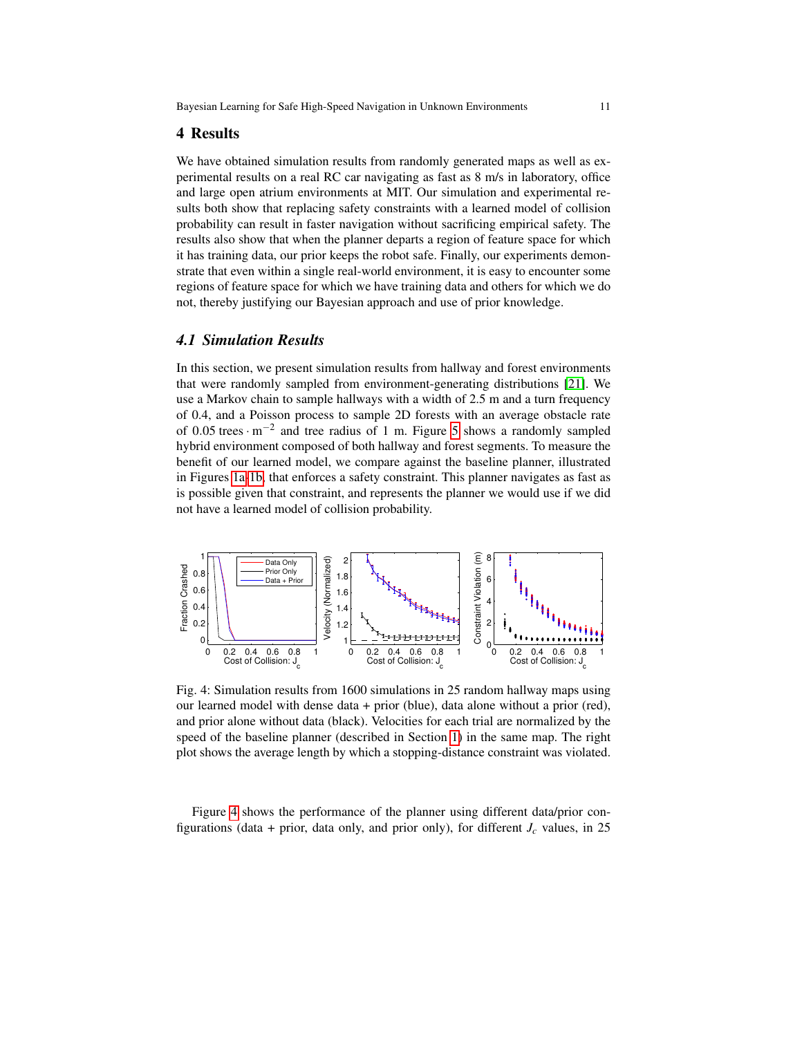## 4 Results

We have obtained simulation results from randomly generated maps as well as experimental results on a real RC car navigating as fast as 8 m/s in laboratory, office and large open atrium environments at MIT. Our simulation and experimental results both show that replacing safety constraints with a learned model of collision probability can result in faster navigation without sacrificing empirical safety. The results also show that when the planner departs a region of feature space for which it has training data, our prior keeps the robot safe. Finally, our experiments demonstrate that even within a single real-world environment, it is easy to encounter some regions of feature space for which we have training data and others for which we do not, thereby justifying our Bayesian approach and use of prior knowledge.

### 4.1 Simulation Results

In this section, we present simulation results from hallway and forest environments that were randomly sampled from environment-generating distributions [21]. We use a Markov chain to sample hallways with a width of 2.5 m and a turn frequency of 0.4, and a Poisson process to sample 2D forests with an average obstacle rate of 0.05 trees $\cdot$ m$^{-2}$ and tree radius of 1 m. Figure 5 shows a randomly sampled hybrid environment composed of both hallway and forest segments. To measure the benefit of our learned model, we compare against the baseline planner, illustrated in Figures 1a-1b, that enforces a safety constraint. This planner navigates as fast as is possible given that constraint, and represents the planner we would use if we did not have a learned model of collision probability.

Fig. 4: Simulation results from 1600 simulations in 25 random hallway maps using our learned model with dense data + prior (blue), data alone without a prior (red), and prior alone without data (black). Velocities for each trial are normalized by the speed of the baseline planner (described in Section 1) in the same map. The right plot shows the average length by which a stopping-distance constraint was violated.

Figure 4 shows the performance of the planner using different data/prior configurations (data + prior, data only, and prior only), for different $J_c$ values, in 25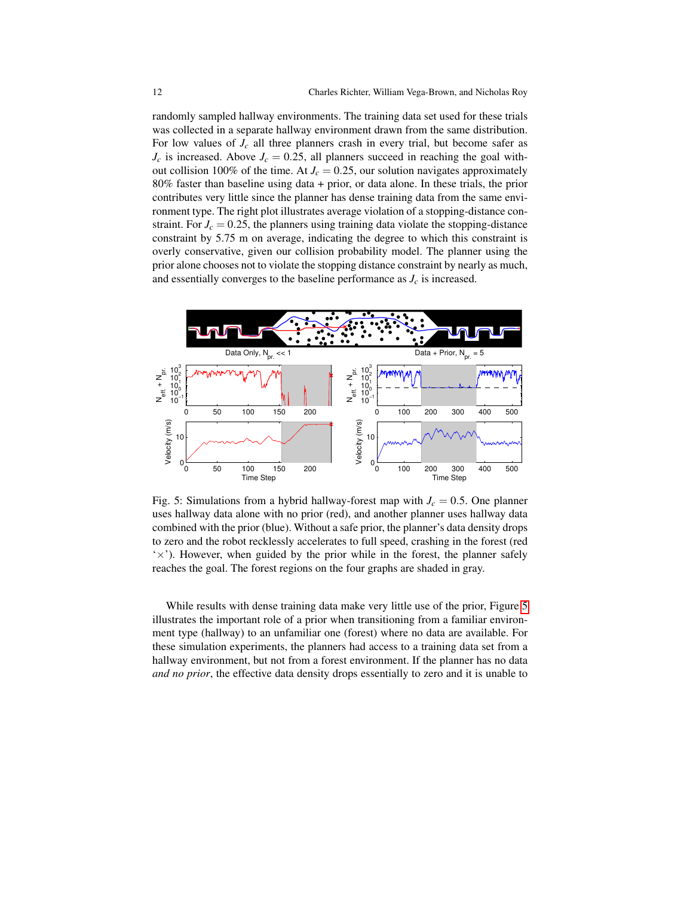randomly sampled hallway environments. The training data set used for these trials was collected in a separate hallway environment drawn from the same distribution. For low values of $J_c$ all three planners crash in every trial, but become safer as $J_c$ is increased. Above $J_c = 0.25$, all planners succeed in reaching the goal without collision 100% of the time. At $J_c = 0.25$, our solution navigates approximately 80% faster than baseline using data + prior, or data alone. In these trials, the prior contributes very little since the planner has dense training data from the same environment type. The right plot illustrates average violation of a stopping-distance constraint. For $J_c = 0.25$, the planners using training data violate the stopping-distance constraint by 5.75 m on average, indicating the degree to which this constraint is overly conservative, given our collision probability model. The planner using the prior alone chooses not to violate the stopping distance constraint by nearly as much, and essentially converges to the baseline performance as $J_c$ is increased.

Fig. 5: Simulations from a hybrid hallway-forest map with $J_c = 0.5$. One planner uses hallway data alone with no prior (red), and another planner uses hallway data combined with the prior (blue). Without a safe prior, the planner's data density drops to zero and the robot recklessly accelerates to full speed, crashing in the forest (red '×'). However, when guided by the prior while in the forest, the planner safely reaches the goal. The forest regions on the four graphs are shaded in gray.

While results with dense training data make very little use of the prior, Figure 5 illustrates the important role of a prior when transitioning from a familiar environment type (hallway) to an unfamiliar one (forest) where no data are available. For these simulation experiments, the planners had access to a training data set from a hallway environment, but not from a forest environment. If the planner has no data *and no prior*, the effective data density drops essentially to zero and it is unable to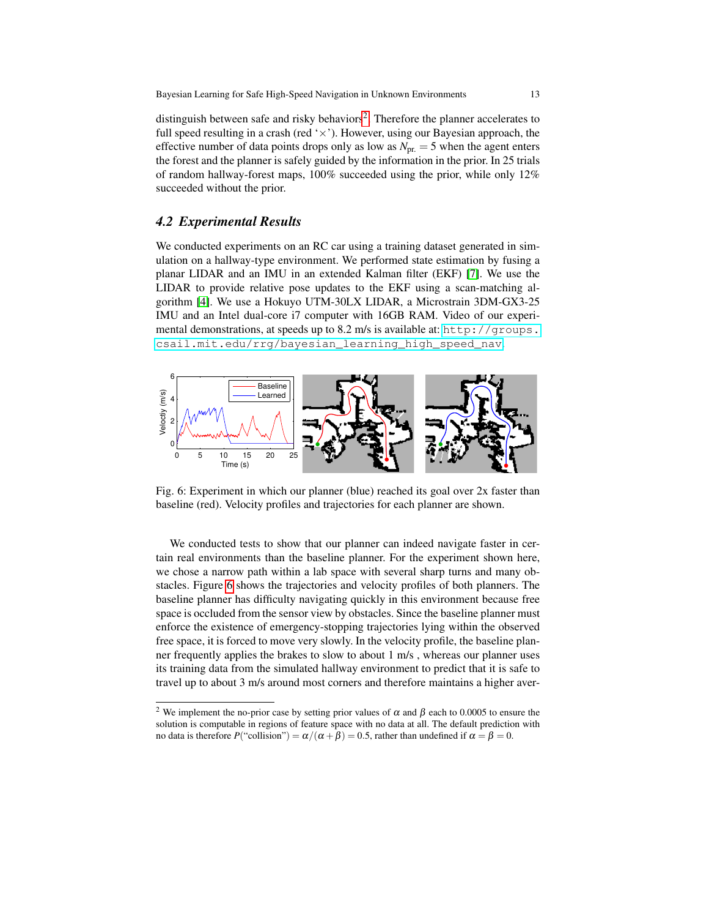distinguish between safe and risky behaviors[2]. Therefore the planner accelerates to full speed resulting in a crash (red '×'). However, using our Bayesian approach, the effective number of data points drops only as low as $N_{\text{pr.}} = 5$ when the agent enters the forest and the planner is safely guided by the information in the prior. In 25 trials of random hallway-forest maps, 100% succeeded using the prior, while only 12% succeeded without the prior.

### 4.2 Experimental Results

We conducted experiments on an RC car using a training dataset generated in simulation on a hallway-type environment. We performed state estimation by fusing a planar LIDAR and an IMU in an extended Kalman filter (EKF) [7]. We use the LIDAR to provide relative pose updates to the EKF using a scan-matching algorithm [4]. We use a Hokuyo UTM-30LX LIDAR, a Microstrain 3DM-GX3-25 IMU and an Intel dual-core i7 computer with 16GB RAM. Video of our experimental demonstrations, at speeds up to 8.2 m/s is available at: `http://groups.csail.mit.edu/rrg/bayesian_learning_high_speed_nav`.

Fig. 6: Experiment in which our planner (blue) reached its goal over 2x faster than baseline (red). Velocity profiles and trajectories for each planner are shown.

We conducted tests to show that our planner can indeed navigate faster in certain real environments than the baseline planner. For the experiment shown here, we chose a narrow path within a lab space with several sharp turns and many obstacles. Figure 6 shows the trajectories and velocity profiles of both planners. The baseline planner has difficulty navigating quickly in this environment because free space is occluded from the sensor view by obstacles. Since the baseline planner must enforce the existence of emergency-stopping trajectories lying within the observed free space, it is forced to move very slowly. In the velocity profile, the baseline planner frequently applies the brakes to slow to about 1 m/s , whereas our planner uses its training data from the simulated hallway environment to predict that it is safe to travel up to about 3 m/s around most corners and therefore maintains a higher aver-

[2] We implement the no-prior case by setting prior values of $\alpha$ and $\beta$ each to 0.0005 to ensure the solution is computable in regions of feature space with no data at all. The default prediction with no data is therefore $P(\text{"collision"}) = \alpha/(\alpha+\beta) = 0.5$, rather than undefined if $\alpha = \beta = 0$.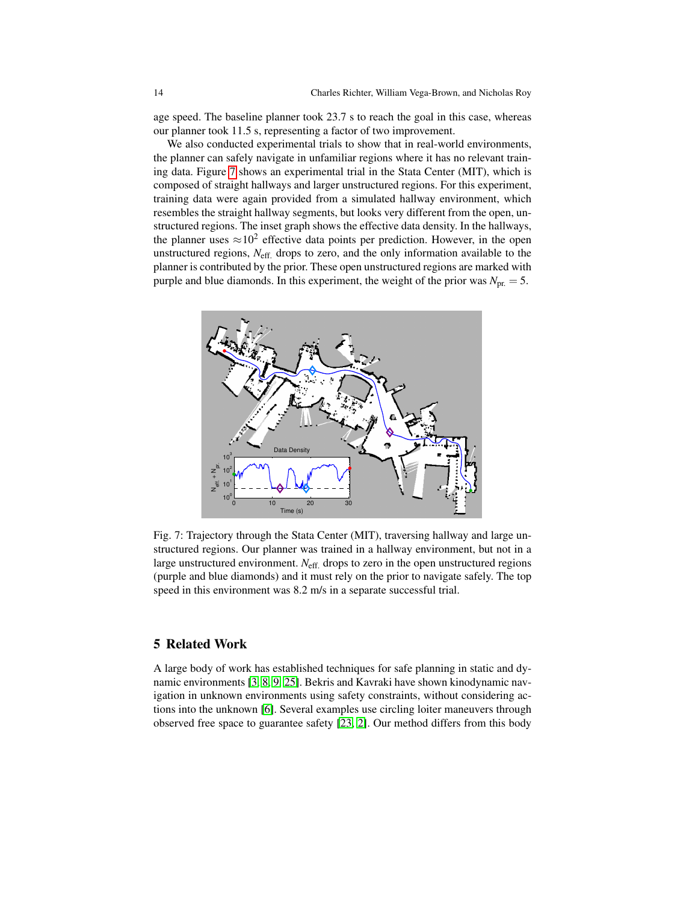age speed. The baseline planner took 23.7 s to reach the goal in this case, whereas our planner took 11.5 s, representing a factor of two improvement.

We also conducted experimental trials to show that in real-world environments, the planner can safely navigate in unfamiliar regions where it has no relevant training data. Figure 7 shows an experimental trial in the Stata Center (MIT), which is composed of straight hallways and larger unstructured regions. For this experiment, training data were again provided from a simulated hallway environment, which resembles the straight hallway segments, but looks very different from the open, unstructured regions. The inset graph shows the effective data density. In the hallways, the planner uses $\approx 10^2$ effective data points per prediction. However, in the open unstructured regions, $N_{\text{eff.}}$ drops to zero, and the only information available to the planner is contributed by the prior. These open unstructured regions are marked with purple and blue diamonds. In this experiment, the weight of the prior was $N_{\text{pr.}} = 5$.

Fig. 7: Trajectory through the Stata Center (MIT), traversing hallway and large unstructured regions. Our planner was trained in a hallway environment, but not in a large unstructured environment. $N_{\text{eff.}}$ drops to zero in the open unstructured regions (purple and blue diamonds) and it must rely on the prior to navigate safely. The top speed in this environment was 8.2 m/s in a separate successful trial.

## 5 Related Work

A large body of work has established techniques for safe planning in static and dynamic environments [3, 8, 9, 25]. Bekris and Kavraki have shown kinodynamic navigation in unknown environments using safety constraints, without considering actions into the unknown [6]. Several examples use circling loiter maneuvers through observed free space to guarantee safety [23, 2]. Our method differs from this body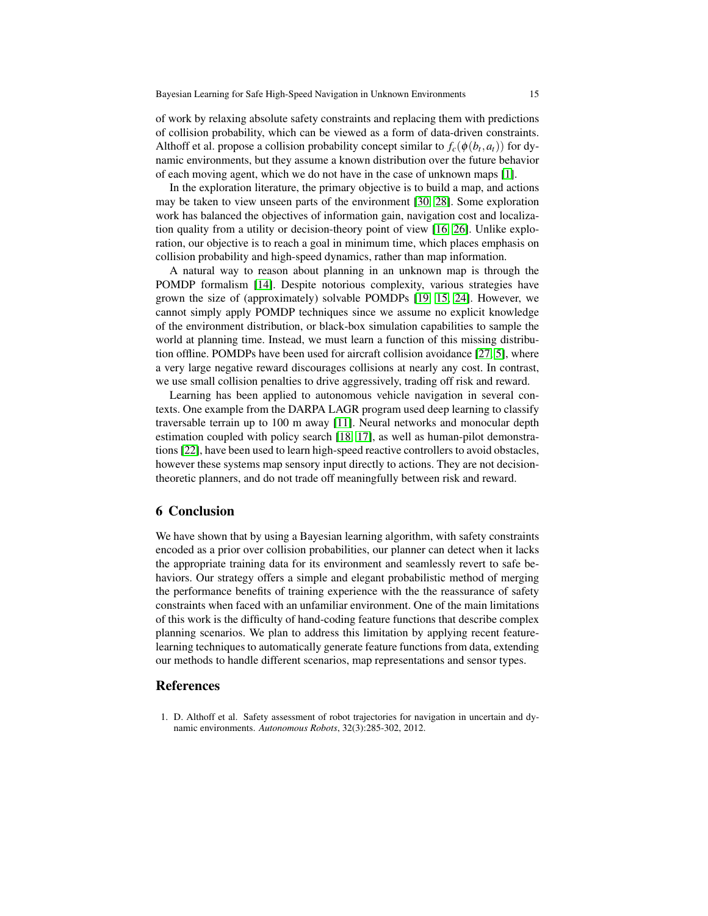of work by relaxing absolute safety constraints and replacing them with predictions of collision probability, which can be viewed as a form of data-driven constraints. Althoff et al. propose a collision probability concept similar to $f_c(\phi(b_t, a_t))$ for dynamic environments, but they assume a known distribution over the future behavior of each moving agent, which we do not have in the case of unknown maps [1].

In the exploration literature, the primary objective is to build a map, and actions may be taken to view unseen parts of the environment [30, 28]. Some exploration work has balanced the objectives of information gain, navigation cost and localization quality from a utility or decision-theory point of view [16, 26]. Unlike exploration, our objective is to reach a goal in minimum time, which places emphasis on collision probability and high-speed dynamics, rather than map information.

A natural way to reason about planning in an unknown map is through the POMDP formalism [14]. Despite notorious complexity, various strategies have grown the size of (approximately) solvable POMDPs [19, 15, 24]. However, we cannot simply apply POMDP techniques since we assume no explicit knowledge of the environment distribution, or black-box simulation capabilities to sample the world at planning time. Instead, we must learn a function of this missing distribution offline. POMDPs have been used for aircraft collision avoidance [27, 5], where a very large negative reward discourages collisions at nearly any cost. In contrast, we use small collision penalties to drive aggressively, trading off risk and reward.

Learning has been applied to autonomous vehicle navigation in several contexts. One example from the DARPA LAGR program used deep learning to classify traversable terrain up to 100 m away [11]. Neural networks and monocular depth estimation coupled with policy search [18, 17], as well as human-pilot demonstrations [22], have been used to learn high-speed reactive controllers to avoid obstacles, however these systems map sensory input directly to actions. They are not decision-theoretic planners, and do not trade off meaningfully between risk and reward.

## 6 Conclusion

We have shown that by using a Bayesian learning algorithm, with safety constraints encoded as a prior over collision probabilities, our planner can detect when it lacks the appropriate training data for its environment and seamlessly revert to safe behaviors. Our strategy offers a simple and elegant probabilistic method of merging the performance benefits of training experience with the the reassurance of safety constraints when faced with an unfamiliar environment. One of the main limitations of this work is the difficulty of hand-coding feature functions that describe complex planning scenarios. We plan to address this limitation by applying recent feature-learning techniques to automatically generate feature functions from data, extending our methods to handle different scenarios, map representations and sensor types.

## References

1. D. Althoff et al. Safety assessment of robot trajectories for navigation in uncertain and dynamic environments. *Autonomous Robots*, 32(3):285-302, 2012.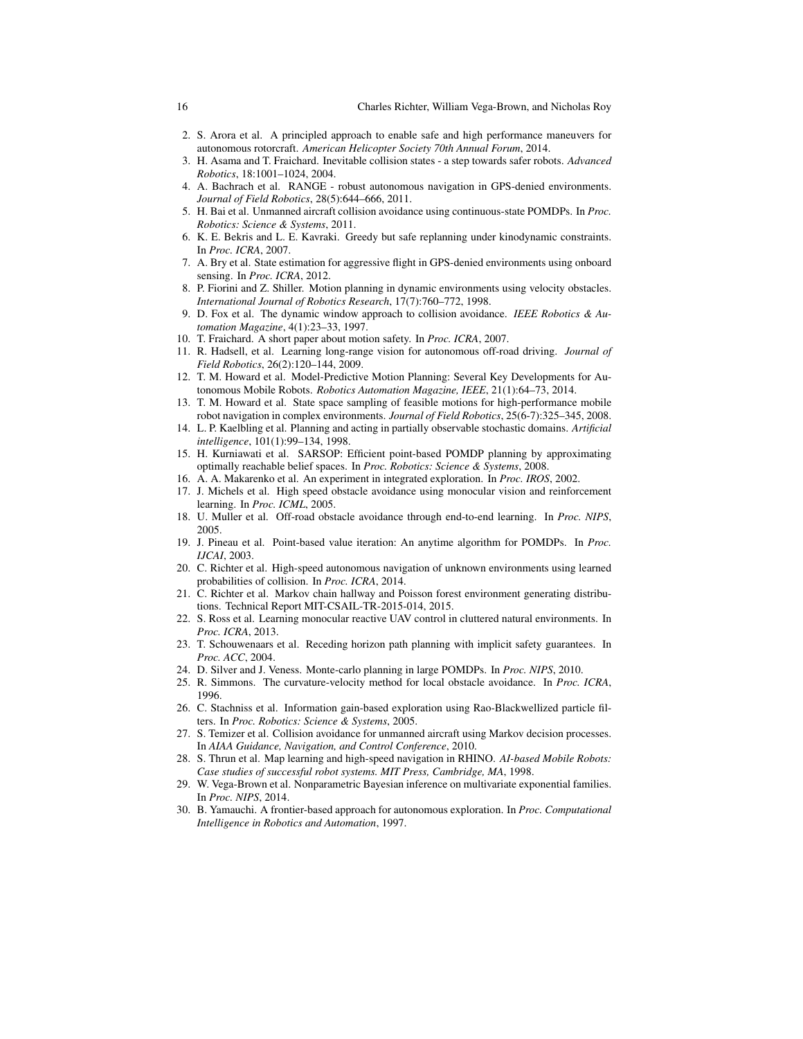2. S. Arora et al. A principled approach to enable safe and high performance maneuvers for autonomous rotorcraft. *American Helicopter Society 70th Annual Forum*, 2014.
3. H. Asama and T. Fraichard. Inevitable collision states - a step towards safer robots. *Advanced Robotics*, 18:1001–1024, 2004.
4. A. Bachrach et al. RANGE - robust autonomous navigation in GPS-denied environments. *Journal of Field Robotics*, 28(5):644–666, 2011.
5. H. Bai et al. Unmanned aircraft collision avoidance using continuous-state POMDPs. In *Proc. Robotics: Science & Systems*, 2011.
6. K. E. Bekris and L. E. Kavraki. Greedy but safe replanning under kinodynamic constraints. In *Proc. ICRA*, 2007.
7. A. Bry et al. State estimation for aggressive flight in GPS-denied environments using onboard sensing. In *Proc. ICRA*, 2012.
8. P. Fiorini and Z. Shiller. Motion planning in dynamic environments using velocity obstacles. *International Journal of Robotics Research*, 17(7):760–772, 1998.
9. D. Fox et al. The dynamic window approach to collision avoidance. *IEEE Robotics & Automation Magazine*, 4(1):23–33, 1997.
10. T. Fraichard. A short paper about motion safety. In *Proc. ICRA*, 2007.
11. R. Hadsell, et al. Learning long-range vision for autonomous off-road driving. *Journal of Field Robotics*, 26(2):120–144, 2009.
12. T. M. Howard et al. Model-Predictive Motion Planning: Several Key Developments for Autonomous Mobile Robots. *Robotics Automation Magazine, IEEE*, 21(1):64–73, 2014.
13. T. M. Howard et al. State space sampling of feasible motions for high-performance mobile robot navigation in complex environments. *Journal of Field Robotics*, 25(6-7):325–345, 2008.
14. L. P. Kaelbling et al. Planning and acting in partially observable stochastic domains. *Artificial intelligence*, 101(1):99–134, 1998.
15. H. Kurniawati et al. SARSOP: Efficient point-based POMDP planning by approximating optimally reachable belief spaces. In *Proc. Robotics: Science & Systems*, 2008.
16. A. A. Makarenko et al. An experiment in integrated exploration. In *Proc. IROS*, 2002.
17. J. Michels et al. High speed obstacle avoidance using monocular vision and reinforcement learning. In *Proc. ICML*, 2005.
18. U. Muller et al. Off-road obstacle avoidance through end-to-end learning. In *Proc. NIPS*, 2005.
19. J. Pineau et al. Point-based value iteration: An anytime algorithm for POMDPs. In *Proc. IJCAI*, 2003.
20. C. Richter et al. High-speed autonomous navigation of unknown environments using learned probabilities of collision. In *Proc. ICRA*, 2014.
21. C. Richter et al. Markov chain hallway and Poisson forest environment generating distributions. Technical Report MIT-CSAIL-TR-2015-014, 2015.
22. S. Ross et al. Learning monocular reactive UAV control in cluttered natural environments. In *Proc. ICRA*, 2013.
23. T. Schouwenaars et al. Receding horizon path planning with implicit safety guarantees. In *Proc. ACC*, 2004.
24. D. Silver and J. Veness. Monte-carlo planning in large POMDPs. In *Proc. NIPS*, 2010.
25. R. Simmons. The curvature-velocity method for local obstacle avoidance. In *Proc. ICRA*, 1996.
26. C. Stachniss et al. Information gain-based exploration using Rao-Blackwellized particle filters. In *Proc. Robotics: Science & Systems*, 2005.
27. S. Temizer et al. Collision avoidance for unmanned aircraft using Markov decision processes. In *AIAA Guidance, Navigation, and Control Conference*, 2010.
28. S. Thrun et al. Map learning and high-speed navigation in RHINO. *AI-based Mobile Robots: Case studies of successful robot systems. MIT Press, Cambridge, MA*, 1998.
29. W. Vega-Brown et al. Nonparametric Bayesian inference on multivariate exponential families. In *Proc. NIPS*, 2014.
30. B. Yamauchi. A frontier-based approach for autonomous exploration. In *Proc. Computational Intelligence in Robotics and Automation*, 1997.